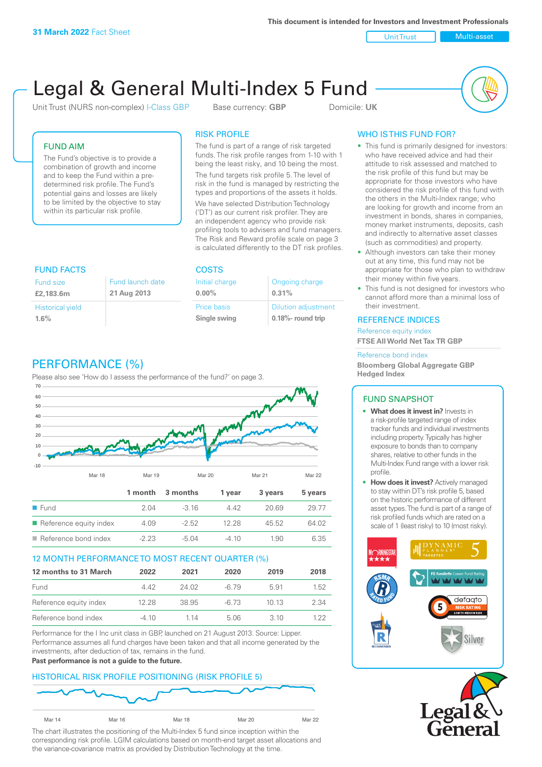This document is intended for Investors and Investment Professionals

**31 March 2022** Fact Sheet

Unit Trust | Multi-asset

# Legal & General Multi-Index 5 Fund

Unit Trust (NURS non-complex) I-Class GBP    Base currency: **GBP**    Domicile: **UK**

## FUND AIM

The Fund's objective is to provide a combination of growth and income and to keep the Fund within a pre-determined risk profile. The Fund's potential gains and losses are likely to be limited by the objective to stay within its particular risk profile.

## RISK PROFILE

The fund is part of a range of risk targeted funds. The risk profile ranges from 1-10 with 1 being the least risky, and 10 being the most.

The fund targets risk profile 5. The level of risk in the fund is managed by restricting the types and proportions of the assets it holds.

We have selected Distribution Technology ('DT') as our current risk profiler. They are an independent agency who provide risk profiling tools to advisers and fund managers. The Risk and Reward profile scale on page 3 is calculated differently to the DT risk profiles.

## WHO IS THIS FUND FOR?

- This fund is primarily designed for investors: who have received advice and had their attitude to risk assessed and matched to the risk profile of this fund but may be appropriate for those investors who have considered the risk profile of this fund with the others in the Multi-Index range; who are looking for growth and income from an investment in bonds, shares in companies, money market instruments, deposits, cash and indirectly to alternative asset classes (such as commodities) and property.
- Although investors can take their money out at any time, this fund may not be appropriate for those who plan to withdraw their money within five years.
- This fund is not designed for investors who cannot afford more than a minimal loss of their investment.

## FUND FACTS

| Fund size | Fund launch date |
|---|---|
| **£2,183.6m** | **21 Aug 2013** |
| Historical yield | |
| **1.6%** | |

## COSTS

| Initial charge | Ongoing charge |
|---|---|
| **0.00%** | **0.31%** |
| Price basis | Dilution adjustment |
| **Single swing** | **0.18%- round trip** |

## REFERENCE INDICES

Reference equity index
**FTSE All World Net Tax TR GBP**

Reference bond index
**Bloomberg Global Aggregate GBP Hedged Index**

## PERFORMANCE (%)

Please also see 'How do I assess the performance of the fund?' on page 3.

| | 1 month | 3 months | 1 year | 3 years | 5 years |
|---|---|---|---|---|---|
| Fund | 2.04 | -3.16 | 4.42 | 20.69 | 29.77 |
| Reference equity index | 4.09 | -2.52 | 12.28 | 45.52 | 64.02 |
| Reference bond index | -2.23 | -5.04 | -4.10 | 1.90 | 6.35 |

## 12 MONTH PERFORMANCE TO MOST RECENT QUARTER (%)

| 12 months to 31 March | 2022 | 2021 | 2020 | 2019 | 2018 |
|---|---|---|---|---|---|
| Fund | 4.42 | 24.02 | -6.79 | 5.91 | 1.52 |
| Reference equity index | 12.28 | 38.95 | -6.73 | 10.13 | 2.34 |
| Reference bond index | -4.10 | 1.14 | 5.06 | 3.10 | 1.22 |

Performance for the I Inc unit class in GBP, launched on 21 August 2013. Source: Lipper. Performance assumes all fund charges have been taken and that all income generated by the investments, after deduction of tax, remains in the fund.

**Past performance is not a guide to the future.**

## HISTORICAL RISK PROFILE POSITIONING (RISK PROFILE 5)

The chart illustrates the positioning of the Multi-Index 5 fund since inception within the corresponding risk profile. LGIM calculations based on month-end target asset allocations and the variance-covariance matrix as provided by Distribution Technology at the time.

## FUND SNAPSHOT

- **What does it invest in?** Invests in a risk-profile targeted range of index tracker funds and individual investments including property. Typically has higher exposure to bonds than to company shares, relative to other funds in the Multi-Index Fund range with a lower risk profile.
- **How does it invest?** Actively managed to stay within DT's risk profile 5, based on the historic performance of different asset types. The fund is part of a range of risk profiled funds which are rated on a scale of 1 (least risky) to 10 (most risky).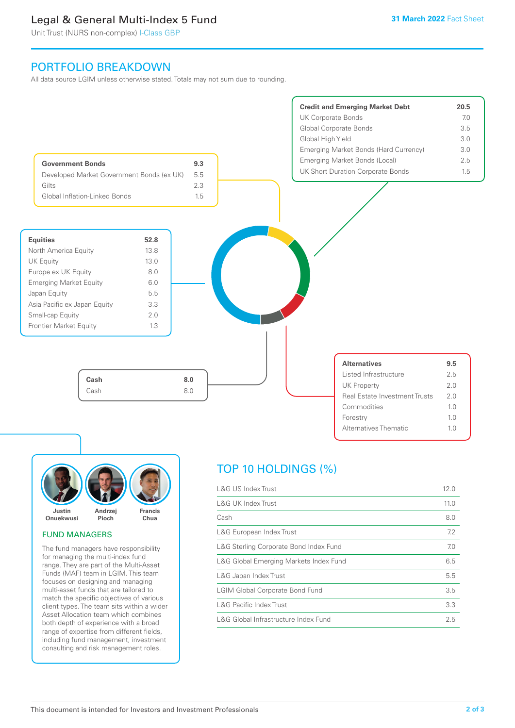# Legal & General Multi-Index 5 Fund

Unit Trust (NURS non-complex) I-Class GBP

31 March 2022 Fact Sheet

## PORTFOLIO BREAKDOWN

All data source LGIM unless otherwise stated. Totals may not sum due to rounding.

| Credit and Emerging Market Debt | 20.5 |
|---|---|
| UK Corporate Bonds | 7.0 |
| Global Corporate Bonds | 3.5 |
| Global High Yield | 3.0 |
| Emerging Market Bonds (Hard Currency) | 3.0 |
| Emerging Market Bonds (Local) | 2.5 |
| UK Short Duration Corporate Bonds | 1.5 |

| Government Bonds | 9.3 |
|---|---|
| Developed Market Government Bonds (ex UK) | 5.5 |
| Gilts | 2.3 |
| Global Inflation-Linked Bonds | 1.5 |

| Equities | 52.8 |
|---|---|
| North America Equity | 13.8 |
| UK Equity | 13.0 |
| Europe ex UK Equity | 8.0 |
| Emerging Market Equity | 6.0 |
| Japan Equity | 5.5 |
| Asia Pacific ex Japan Equity | 3.3 |
| Small-cap Equity | 2.0 |
| Frontier Market Equity | 1.3 |

| Cash | 8.0 |
|---|---|
| Cash | 8.0 |

| Alternatives | 9.5 |
|---|---|
| Listed Infrastructure | 2.5 |
| UK Property | 2.0 |
| Real Estate Investment Trusts | 2.0 |
| Commodities | 1.0 |
| Forestry | 1.0 |
| Alternatives Thematic | 1.0 |

Justin Onuekwusi, Andrzej Pioch, Francis Chua

### FUND MANAGERS

The fund managers have responsibility for managing the multi-index fund range. They are part of the Multi-Asset Funds (MAF) team in LGIM. This team focuses on designing and managing multi-asset funds that are tailored to match the specific objectives of various client types. The team sits within a wider Asset Allocation team which combines both depth of experience with a broad range of expertise from different fields, including fund management, investment consulting and risk management roles.

## TOP 10 HOLDINGS (%)

| Holding | % |
|---|---|
| L&G US Index Trust | 12.0 |
| L&G UK Index Trust | 11.0 |
| Cash | 8.0 |
| L&G European Index Trust | 7.2 |
| L&G Sterling Corporate Bond Index Fund | 7.0 |
| L&G Global Emerging Markets Index Fund | 6.5 |
| L&G Japan Index Trust | 5.5 |
| LGIM Global Corporate Bond Fund | 3.5 |
| L&G Pacific Index Trust | 3.3 |
| L&G Global Infrastructure Index Fund | 2.5 |

This document is intended for Investors and Investment Professionals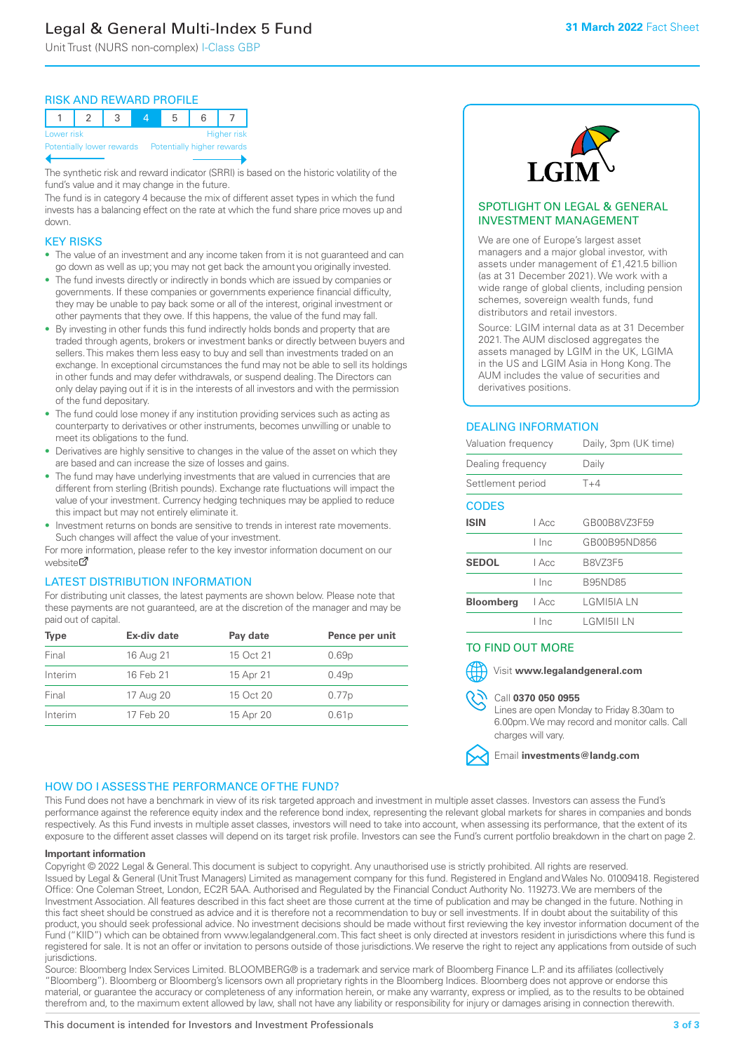# Legal & General Multi-Index 5 Fund

Unit Trust (NURS non-complex) I-Class GBP

**31 March 2022** Fact Sheet

## RISK AND REWARD PROFILE

| 1 | 2 | 3 | 4 | 5 | 6 | 7 |
|---|---|---|---|---|---|---|

Lower risk — Higher risk

Potentially lower rewards — Potentially higher rewards

The synthetic risk and reward indicator (SRRI) is based on the historic volatility of the fund's value and it may change in the future.

The fund is in category 4 because the mix of different asset types in which the fund invests has a balancing effect on the rate at which the fund share price moves up and down.

## KEY RISKS

- The value of an investment and any income taken from it is not guaranteed and can go down as well as up; you may not get back the amount you originally invested.
- The fund invests directly or indirectly in bonds which are issued by companies or governments. If these companies or governments experience financial difficulty, they may be unable to pay back some or all of the interest, original investment or other payments that they owe. If this happens, the value of the fund may fall.
- By investing in other funds this fund indirectly holds bonds and property that are traded through agents, brokers or investment banks or directly between buyers and sellers. This makes them less easy to buy and sell than investments traded on an exchange. In exceptional circumstances the fund may not be able to sell its holdings in other funds and may defer withdrawals, or suspend dealing. The Directors can only delay paying out if it is in the interests of all investors and with the permission of the fund depositary.
- The fund could lose money if any institution providing services such as acting as counterparty to derivatives or other instruments, becomes unwilling or unable to meet its obligations to the fund.
- Derivatives are highly sensitive to changes in the value of the asset on which they are based and can increase the size of losses and gains.
- The fund may have underlying investments that are valued in currencies that are different from sterling (British pounds). Exchange rate fluctuations will impact the value of your investment. Currency hedging techniques may be applied to reduce this impact but may not entirely eliminate it.
- Investment returns on bonds are sensitive to trends in interest rate movements. Such changes will affect the value of your investment.

For more information, please refer to the key investor information document on our website

## LATEST DISTRIBUTION INFORMATION

For distributing unit classes, the latest payments are shown below. Please note that these payments are not guaranteed, are at the discretion of the manager and may be paid out of capital.

| Type | Ex-div date | Pay date | Pence per unit |
|---|---|---|---|
| Final | 16 Aug 21 | 15 Oct 21 | 0.69p |
| Interim | 16 Feb 21 | 15 Apr 21 | 0.49p |
| Final | 17 Aug 20 | 15 Oct 20 | 0.77p |
| Interim | 17 Feb 20 | 15 Apr 20 | 0.61p |

## SPOTLIGHT ON LEGAL & GENERAL INVESTMENT MANAGEMENT

We are one of Europe's largest asset managers and a major global investor, with assets under management of £1,421.5 billion (as at 31 December 2021). We work with a wide range of global clients, including pension schemes, sovereign wealth funds, fund distributors and retail investors.

Source: LGIM internal data as at 31 December 2021. The AUM disclosed aggregates the assets managed by LGIM in the UK, LGIMA in the US and LGIM Asia in Hong Kong. The AUM includes the value of securities and derivatives positions.

## DEALING INFORMATION

| | |
|---|---|
| Valuation frequency | Daily, 3pm (UK time) |
| Dealing frequency | Daily |
| Settlement period | T+4 |

## CODES

| | | |
|---|---|---|
| **ISIN** | I Acc | GB00B8VZ3F59 |
| | I Inc | GB00B95ND856 |
| **SEDOL** | I Acc | B8VZ3F5 |
| | I Inc | B95ND85 |
| **Bloomberg** | I Acc | LGMI5IA LN |
| | I Inc | LGMI5II LN |

## TO FIND OUT MORE

Visit **www.legalandgeneral.com**

Call **0370 050 0955**
Lines are open Monday to Friday 8.30am to 6.00pm. We may record and monitor calls. Call charges will vary.

Email **investments@landg.com**

## HOW DO I ASSESS THE PERFORMANCE OF THE FUND?

This Fund does not have a benchmark in view of its risk targeted approach and investment in multiple asset classes. Investors can assess the Fund's performance against the reference equity index and the reference bond index, representing the relevant global markets for shares in companies and bonds respectively. As this Fund invests in multiple asset classes, investors will need to take into account, when assessing its performance, that the extent of its exposure to the different asset classes will depend on its target risk profile. Investors can see the Fund's current portfolio breakdown in the chart on page 2.

**Important information**

Copyright © 2022 Legal & General. This document is subject to copyright. Any unauthorised use is strictly prohibited. All rights are reserved. Issued by Legal & General (Unit Trust Managers) Limited as management company for this fund. Registered in England and Wales No. 01009418. Registered Office: One Coleman Street, London, EC2R 5AA. Authorised and Regulated by the Financial Conduct Authority No. 119273. We are members of the Investment Association. All features described in this fact sheet are those current at the time of publication and may be changed in the future. Nothing in this fact sheet should be construed as advice and it is therefore not a recommendation to buy or sell investments. If in doubt about the suitability of this product, you should seek professional advice. No investment decisions should be made without first reviewing the key investor information document of the Fund ("KIID") which can be obtained from www.legalandgeneral.com. This fact sheet is only directed at investors resident in jurisdictions where this fund is registered for sale. It is not an offer or invitation to persons outside of those jurisdictions. We reserve the right to reject any applications from outside of such jurisdictions.

Source: Bloomberg Index Services Limited. BLOOMBERG® is a trademark and service mark of Bloomberg Finance L.P. and its affiliates (collectively "Bloomberg"). Bloomberg or Bloomberg's licensors own all proprietary rights in the Bloomberg Indices. Bloomberg does not approve or endorse this material, or guarantee the accuracy or completeness of any information herein, or make any warranty, express or implied, as to the results to be obtained therefrom and, to the maximum extent allowed by law, shall not have any liability or responsibility for injury or damages arising in connection therewith.

This document is intended for Investors and Investment Professionals